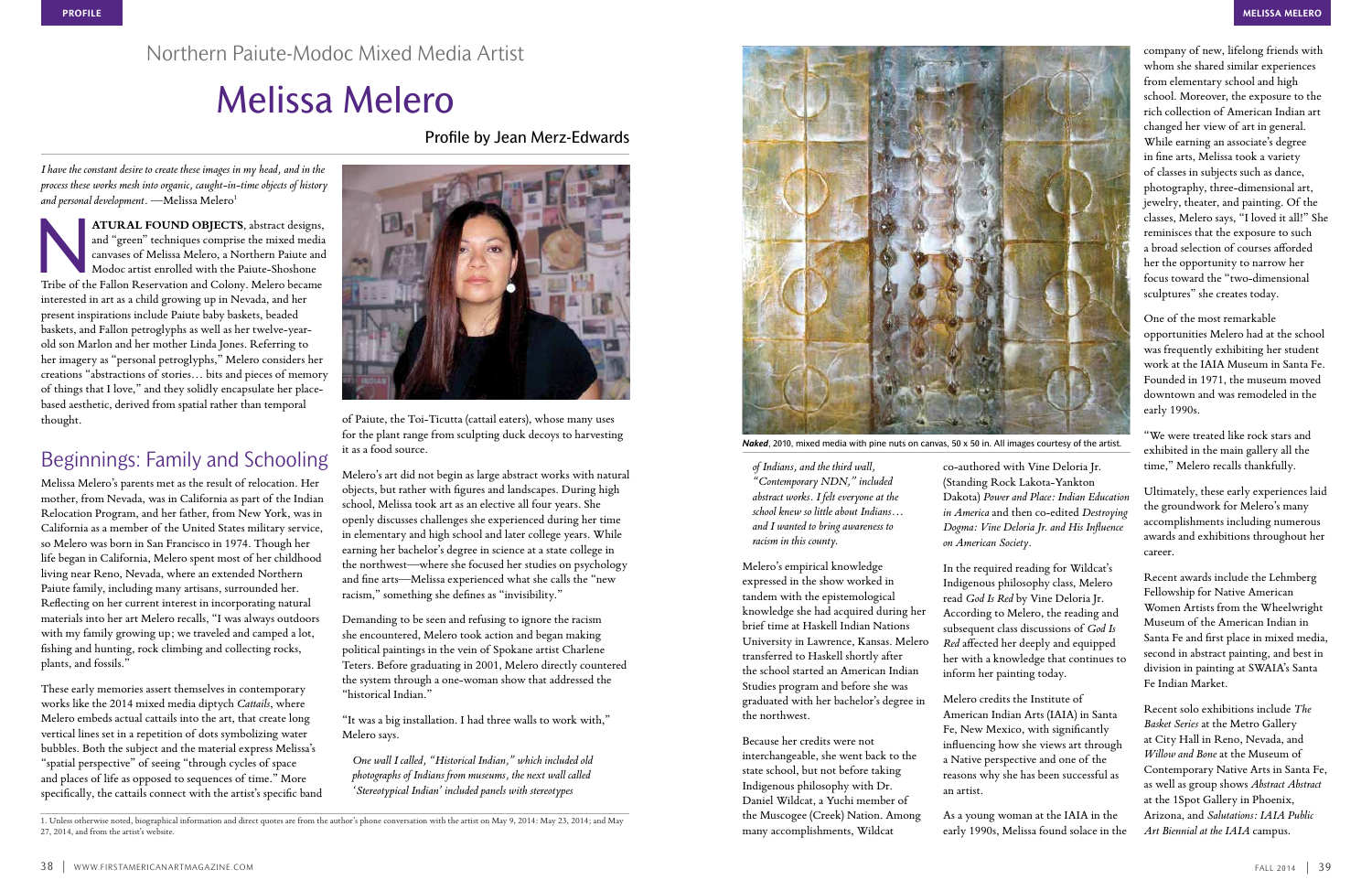Northern Paiute-Modoc Mixed Media Artist

# Melissa Melero

Profile by Jean Merz-Edwards

*I have the constant desire to create these images in my head, and in the process these works mesh into organic, caught-in-time objects of history and personal development.* —Melissa Melero[1]

**NATURAL FOUND OBJECTS**, abstract designs, and "green" techniques comprise the mixed media canvases of Melissa Melero, a Northern Paiute and Modoc artist enrolled with the Paiute-Shoshone Tribe of the Fallon Reservation and Colony. Melero became interested in art as a child growing up in Nevada, and her present inspirations include Paiute baby baskets, beaded baskets, and Fallon petroglyphs as well as her twelve-year-old son Marlon and her mother Linda Jones. Referring to her imagery as "personal petroglyphs," Melero considers her creations "abstractions of stories… bits and pieces of memory of things that I love," and they solidly encapsulate her place-based aesthetic, derived from spatial rather than temporal thought.

## Beginnings: Family and Schooling

Melissa Melero's parents met as the result of relocation. Her mother, from Nevada, was in California as part of the Indian Relocation Program, and her father, from New York, was in California as a member of the United States military service, so Melero was born in San Francisco in 1974. Though her life began in California, Melero spent most of her childhood living near Reno, Nevada, where an extended Northern Paiute family, including many artisans, surrounded her. Reflecting on her current interest in incorporating natural materials into her art Melero recalls, "I was always outdoors with my family growing up; we traveled and camped a lot, fishing and hunting, rock climbing and collecting rocks, plants, and fossils."

These early memories assert themselves in contemporary works like the 2014 mixed media diptych *Cattails*, where Melero embeds actual cattails into the art, that create long vertical lines set in a repetition of dots symbolizing water bubbles. Both the subject and the material express Melissa's "spatial perspective" of seeing "through cycles of space and places of life as opposed to sequences of time." More specifically, the cattails connect with the artist's specific band of Paiute, the Toi-Ticutta (cattail eaters), whose many uses for the plant range from sculpting duck decoys to harvesting it as a food source.

Melero's art did not begin as large abstract works with natural objects, but rather with figures and landscapes. During high school, Melissa took art as an elective all four years. She openly discusses challenges she experienced during her time in elementary and high school and later college years. While earning her bachelor's degree in science at a state college in the northwest—where she focused her studies on psychology and fine arts—Melissa experienced what she calls the "new racism," something she defines as "invisibility."

Demanding to be seen and refusing to ignore the racism she encountered, Melero took action and began making political paintings in the vein of Spokane artist Charlene Teters. Before graduating in 2001, Melero directly countered the system through a one-woman show that addressed the "historical Indian."

"It was a big installation. I had three walls to work with," Melero says.

*One wall I called, "Historical Indian," which included old photographs of Indians from museums, the next wall called 'Stereotypical Indian' included panels with stereotypes of Indians, and the third wall, "Contemporary NDN," included abstract works. I felt everyone at the school knew so little about Indians… and I wanted to bring awareness to racism in this county.*

**Naked**, 2010, mixed media with pine nuts on canvas, 50 x 50 in. All images courtesy of the artist.

Melero's empirical knowledge expressed in the show worked in tandem with the epistemological knowledge she had acquired during her brief time at Haskell Indian Nations University in Lawrence, Kansas. Melero transferred to Haskell shortly after the school started an American Indian Studies program and before she was graduated with her bachelor's degree in the northwest.

Because her credits were not interchangeable, she went back to the state school, but not before taking Indigenous philosophy with Dr. Daniel Wildcat, a Yuchi member of the Muscogee (Creek) Nation. Among many accomplishments, Wildcat co-authored with Vine Deloria Jr. (Standing Rock Lakota-Yankton Dakota) *Power and Place: Indian Education in America* and then co-edited *Destroying Dogma: Vine Deloria Jr. and His Influence on American Society*.

In the required reading for Wildcat's Indigenous philosophy class, Melero read *God Is Red* by Vine Deloria Jr. According to Melero, the reading and subsequent class discussions of *God Is Red* affected her deeply and equipped her with a knowledge that continues to inform her painting today.

Melero credits the Institute of American Indian Arts (IAIA) in Santa Fe, New Mexico, with significantly influencing how she views art through a Native perspective and one of the reasons why she has been successful as an artist.

As a young woman at the IAIA in the early 1990s, Melissa found solace in the company of new, lifelong friends with whom she shared similar experiences from elementary school and high school. Moreover, the exposure to the rich collection of American Indian art changed her view of art in general. While earning an associate's degree in fine arts, Melissa took a variety of classes in subjects such as dance, photography, three-dimensional art, jewelry, theater, and painting. Of the classes, Melero says, "I loved it all!" She reminisces that the exposure to such a broad selection of courses afforded her the opportunity to narrow her focus toward the "two-dimensional sculptures" she creates today.

One of the most remarkable opportunities Melero had at the school was frequently exhibiting her student work at the IAIA Museum in Santa Fe. Founded in 1971, the museum moved downtown and was remodeled in the early 1990s.

"We were treated like rock stars and exhibited in the main gallery all the time," Melero recalls thankfully.

Ultimately, these early experiences laid the groundwork for Melero's many accomplishments including numerous awards and exhibitions throughout her career.

Recent awards include the Lehmberg Fellowship for Native American Women Artists from the Wheelwright Museum of the American Indian in Santa Fe and first place in mixed media, second in abstract painting, and best in division in painting at SWAIA's Santa Fe Indian Market.

Recent solo exhibitions include *The Basket Series* at the Metro Gallery at City Hall in Reno, Nevada, and *Willow and Bone* at the Museum of Contemporary Native Arts in Santa Fe, as well as group shows *Abstract Abstract* at the 1Spot Gallery in Phoenix, Arizona, and *Salutations: IAIA Public Art Biennial at the IAIA* campus.

1. Unless otherwise noted, biographical information and direct quotes are from the author's phone conversation with the artist on May 9, 2014: May 23, 2014; and May 27, 2014, and from the artist's website.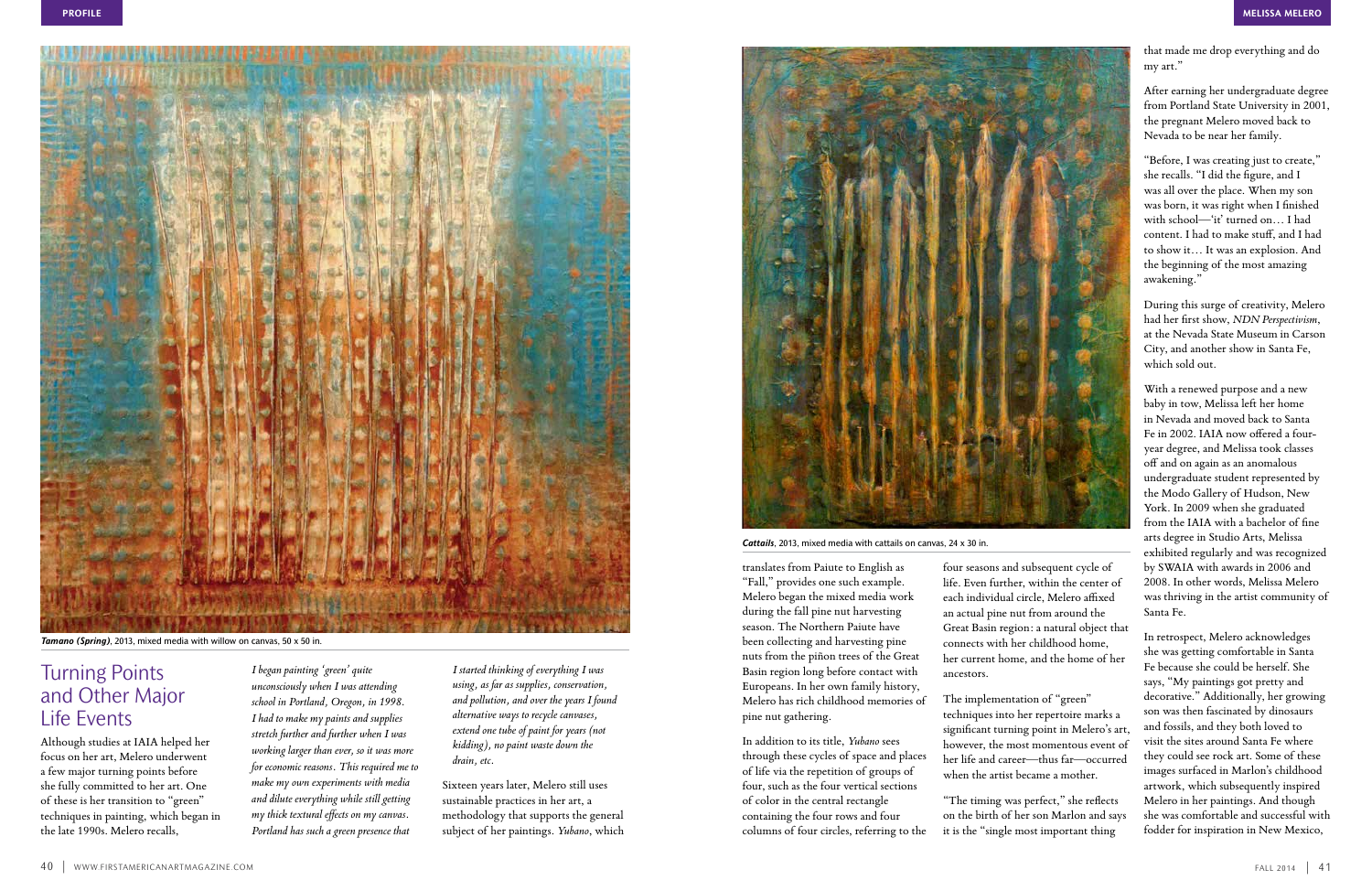*Tamano (Spring)*, 2013, mixed media with willow on canvas, 50 x 50 in.

## Turning Points and Other Major Life Events

Although studies at IAIA helped her focus on her art, Melero underwent a few major turning points before she fully committed to her art. One of these is her transition to "green" techniques in painting, which began in the late 1990s. Melero recalls,

*I began painting 'green' quite unconsciously when I was attending school in Portland, Oregon, in 1998. I had to make my paints and supplies stretch further and further when I was working larger than ever, so it was more for economic reasons. This required me to make my own experiments with media and dilute everything while still getting my thick textural effects on my canvas. Portland has such a green presence that I started thinking of everything I was using, as far as supplies, conservation, and pollution, and over the years I found alternative ways to recycle canvases, extend one tube of paint for years (not kidding), no paint waste down the drain, etc.*

Sixteen years later, Melero still uses sustainable practices in her art, a methodology that supports the general subject of her paintings. *Yubano*, which translates from Paiute to English as "Fall," provides one such example. Melero began the mixed media work during the fall pine nut harvesting season. The Northern Paiute have been collecting and harvesting pine nuts from the piñon trees of the Great Basin region long before contact with Europeans. In her own family history, Melero has rich childhood memories of pine nut gathering.

In addition to its title, *Yubano* sees through these cycles of space and places of life via the repetition of groups of four, such as the four vertical sections of color in the central rectangle containing the four rows and four columns of four circles, referring to the four seasons and subsequent cycle of life. Even further, within the center of each individual circle, Melero affixed an actual pine nut from around the Great Basin region: a natural object that connects with her childhood home, her current home, and the home of her ancestors.

*Cattails*, 2013, mixed media with cattails on canvas, 24 x 30 in.

The implementation of "green" techniques into her repertoire marks a significant turning point in Melero's art, however, the most momentous event of her life and career—thus far—occurred when the artist became a mother.

"The timing was perfect," she reflects on the birth of her son Marlon and says it is the "single most important thing that made me drop everything and do my art."

After earning her undergraduate degree from Portland State University in 2001, the pregnant Melero moved back to Nevada to be near her family.

"Before, I was creating just to create," she recalls. "I did the figure, and I was all over the place. When my son was born, it was right when I finished with school—'it' turned on… I had content. I had to make stuff, and I had to show it… It was an explosion. And the beginning of the most amazing awakening."

During this surge of creativity, Melero had her first show, *NDN Perspectivism*, at the Nevada State Museum in Carson City, and another show in Santa Fe, which sold out.

With a renewed purpose and a new baby in tow, Melissa left her home in Nevada and moved back to Santa Fe in 2002. IAIA now offered a four-year degree, and Melissa took classes off and on again as an anomalous undergraduate student represented by the Modo Gallery of Hudson, New York. In 2009 when she graduated from the IAIA with a bachelor of fine arts degree in Studio Arts, Melissa exhibited regularly and was recognized by SWAIA with awards in 2006 and 2008. In other words, Melissa Melero was thriving in the artist community of Santa Fe.

In retrospect, Melero acknowledges she was getting comfortable in Santa Fe because she could be herself. She says, "My paintings got pretty and decorative." Additionally, her growing son was then fascinated by dinosaurs and fossils, and they both loved to visit the sites around Santa Fe where they could see rock art. Some of these images surfaced in Marlon's childhood artwork, which subsequently inspired Melero in her paintings. And though she was comfortable and successful with fodder for inspiration in New Mexico,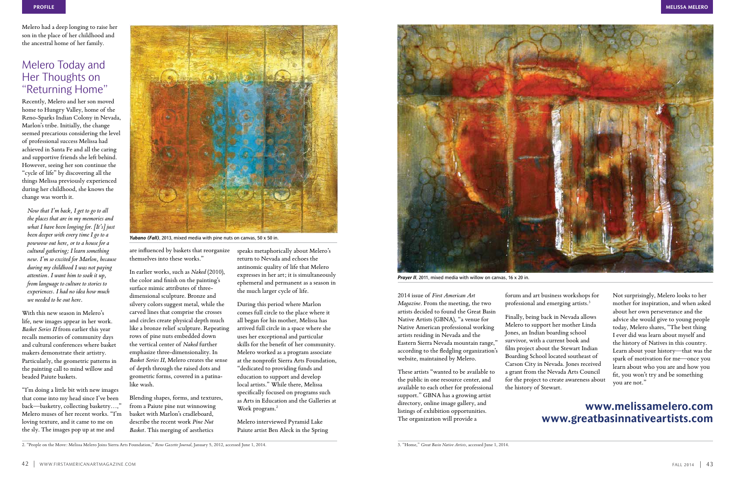Melero had a deep longing to raise her son in the place of her childhood and the ancestral home of her family.

## Melero Today and Her Thoughts on "Returning Home"

Recently, Melero and her son moved home to Hungry Valley, home of the Reno-Sparks Indian Colony in Nevada, Marlon's tribe. Initially, the change seemed precarious considering the level of professional success Melissa had achieved in Santa Fe and all the caring and supportive friends she left behind. However, seeing her son continue the "cycle of life" by discovering all the things Melissa previously experienced during her childhood, she knows the change was worth it.

> *Now that I'm back, I get to go to all the places that are in my memories and what I have been longing for. [It's] just been deeper with every time I go to a powwow out here, or to a house for a cultural gathering; I learn something new. I'm so excited for Marlon, because during my childhood I was not paying attention. I want him to soak it up, from language to culture to stories to experiences. I had no idea how much we needed to be out here.*

With this new season in Melero's life, new images appear in her work. *Basket Series II* from earlier this year recalls memories of community days and cultural conferences where basket makers demonstrate their artistry. Particularly, the geometric patterns in the painting call to mind willow and beaded Paiute baskets.

"I'm doing a little bit with new images that come into my head since I've been back—basketry, collecting basketry…," Melero muses of her recent works. "I'm loving texture, and it came to me on the sly. The images pop up at me and are influenced by baskets that reorganize themselves into these works."

***Yubano (Fall)***, 2013, mixed media with pine nuts on canvas, 50 x 50 in.

In earlier works, such as *Naked* (2010), the color and finish on the painting's surface mimic attributes of three-dimensional sculpture. Bronze and silvery colors suggest metal, while the carved lines that comprise the crosses and circles create physical depth much like a bronze relief sculpture. Repeating rows of pine nuts embedded down the vertical center of *Naked* further emphasize three-dimensionality. In *Basket Series II*, Melero creates the sense of depth through the raised dots and geometric forms, covered in a patina-like wash.

Blending shapes, forms, and textures, from a Paiute pine nut winnowing basket with Marlon's cradleboard, describe the recent work *Pine Nut Basket*. This merging of aesthetics speaks metaphorically about Melero's return to Nevada and echoes the antinomic quality of life that Melero expresses in her art; it is simultaneously ephemeral and permanent as a season in the much larger cycle of life.

During this period where Marlon comes full circle to the place where it all began for his mother, Melissa has arrived full circle in a space where she uses her exceptional and particular skills for the benefit of her community. Melero worked as a program associate at the nonprofit Sierra Arts Foundation, "dedicated to providing funds and education to support and develop local artists." While there, Melissa specifically focused on programs such as Arts in Education and the Galleries at Work program.[2]

Melero interviewed Pyramid Lake Paiute artist Ben Aleck in the Spring 2014 issue of *First American Art Magazine*. From the meeting, the two artists decided to found the Great Basin Native Artists (GBNA), "a venue for Native American professional working artists residing in Nevada and the Eastern Sierra Nevada mountain range," according to the fledgling organization's website, maintained by Melero.

***Prayer II***, 2011, mixed media with willow on canvas, 16 x 20 in.

These artists "wanted to be available to the public in one resource center, and available to each other for professional support." GBNA has a growing artist directory, online image gallery, and listings of exhibition opportunities. The organization will provide a forum and art business workshops for professional and emerging artists.[3]

Finally, being back in Nevada allows Melero to support her mother Linda Jones, an Indian boarding school survivor, with a current book and film project about the Stewart Indian Boarding School located southeast of Carson City in Nevada. Jones received a grant from the Nevada Arts Council for the project to create awareness about the history of Stewart.

Not surprisingly, Melero looks to her mother for inspiration, and when asked about her own perseverance and the advice she would give to young people today, Melero shares, "The best thing I ever did was learn about myself and the history of Natives in this country. Learn about your history—that was the spark of motivation for me—once you learn about who you are and how you fit, you won't try and be something you are not."

**www.melissamelero.com**
**www.greatbasinnativeartists.com**

2. "People on the Move: Melissa Melero Joins Sierra Arts Foundation," *Reno Gazette Journal*, January 5, 2012, accessed June 1, 2014.

3. "Home," *Great Basin Native Artists*, accessed June 1, 2014.